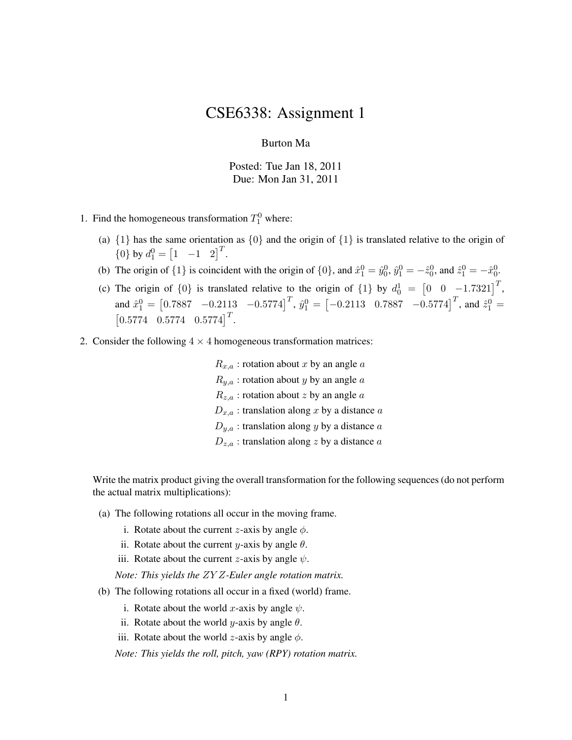# CSE6338: Assignment 1

Burton Ma

Posted: Tue Jan 18, 2011
Due: Mon Jan 31, 2011

1. Find the homogeneous transformation $T_1^0$ where:

   (a) $\{1\}$ has the same orientation as $\{0\}$ and the origin of $\{1\}$ is translated relative to the origin of $\{0\}$ by $d_1^0 = \begin{bmatrix} 1 & -1 & 2 \end{bmatrix}^T$.

   (b) The origin of $\{1\}$ is coincident with the origin of $\{0\}$, and $\hat{x}_1^0 = \hat{y}_0^0$, $\hat{y}_1^0 = -\hat{z}_0^0$, and $\hat{z}_1^0 = -\hat{x}_0^0$.

   (c) The origin of $\{0\}$ is translated relative to the origin of $\{1\}$ by $d_0^1 = \begin{bmatrix} 0 & 0 & -1.7321 \end{bmatrix}^T$, and $\hat{x}_1^0 = \begin{bmatrix} 0.7887 & -0.2113 & -0.5774 \end{bmatrix}^T$, $\hat{y}_1^0 = \begin{bmatrix} -0.2113 & 0.7887 & -0.5774 \end{bmatrix}^T$, and $\hat{z}_1^0 = \begin{bmatrix} 0.5774 & 0.5774 & 0.5774 \end{bmatrix}^T$.

2. Consider the following $4 \times 4$ homogeneous transformation matrices:

   $R_{x,a}$ : rotation about $x$ by an angle $a$
   $R_{y,a}$ : rotation about $y$ by an angle $a$
   $R_{z,a}$ : rotation about $z$ by an angle $a$
   $D_{x,a}$ : translation along $x$ by a distance $a$
   $D_{y,a}$ : translation along $y$ by a distance $a$
   $D_{z,a}$ : translation along $z$ by a distance $a$

   Write the matrix product giving the overall transformation for the following sequences (do not perform the actual matrix multiplications):

   (a) The following rotations all occur in the moving frame.

      i. Rotate about the current $z$-axis by angle $\phi$.
      ii. Rotate about the current $y$-axis by angle $\theta$.
      iii. Rotate about the current $z$-axis by angle $\psi$.

      *Note: This yields the $ZYZ$-Euler angle rotation matrix.*

   (b) The following rotations all occur in a fixed (world) frame.

      i. Rotate about the world $x$-axis by angle $\psi$.
      ii. Rotate about the world $y$-axis by angle $\theta$.
      iii. Rotate about the world $z$-axis by angle $\phi$.

      *Note: This yields the roll, pitch, yaw (RPY) rotation matrix.*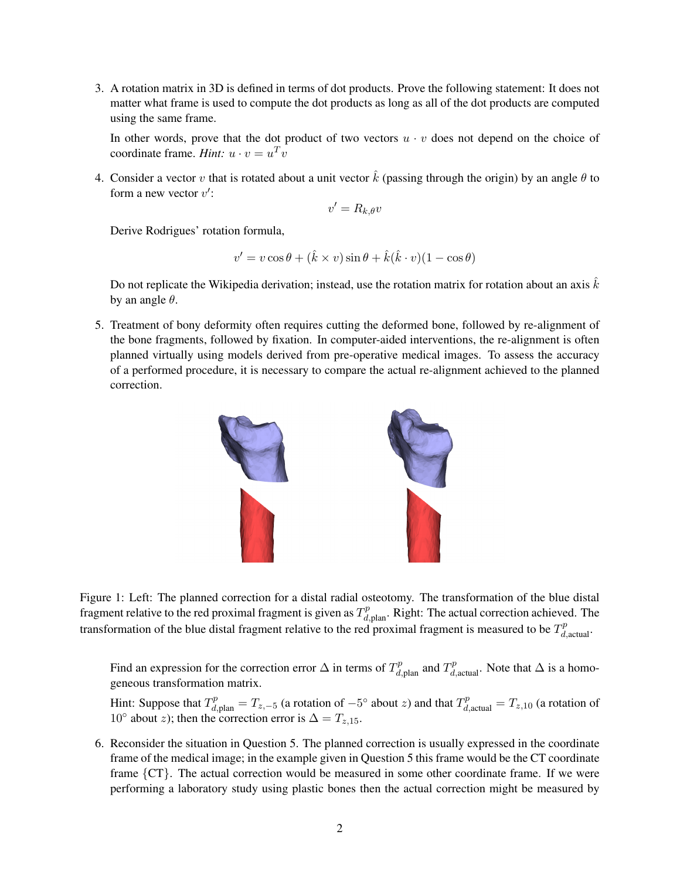3. A rotation matrix in 3D is defined in terms of dot products. Prove the following statement: It does not matter what frame is used to compute the dot products as long as all of the dot products are computed using the same frame.

   In other words, prove that the dot product of two vectors $u \cdot v$ does not depend on the choice of coordinate frame. *Hint:* $u \cdot v = u^T v$

4. Consider a vector $v$ that is rotated about a unit vector $\hat{k}$ (passing through the origin) by an angle $\theta$ to form a new vector $v'$:

   $$v' = R_{k,\theta} v$$

   Derive Rodrigues' rotation formula,

   $$v' = v \cos\theta + (\hat{k} \times v) \sin\theta + \hat{k}(\hat{k} \cdot v)(1 - \cos\theta)$$

   Do not replicate the Wikipedia derivation; instead, use the rotation matrix for rotation about an axis $\hat{k}$ by an angle $\theta$.

5. Treatment of bony deformity often requires cutting the deformed bone, followed by re-alignment of the bone fragments, followed by fixation. In computer-aided interventions, the re-alignment is often planned virtually using models derived from pre-operative medical images. To assess the accuracy of a performed procedure, it is necessary to compare the actual re-alignment achieved to the planned correction.

   Figure 1: Left: The planned correction for a distal radial osteotomy. The transformation of the blue distal fragment relative to the red proximal fragment is given as $T^p_{d,\text{plan}}$. Right: The actual correction achieved. The transformation of the blue distal fragment relative to the red proximal fragment is measured to be $T^p_{d,\text{actual}}$.

   Find an expression for the correction error $\Delta$ in terms of $T^p_{d,\text{plan}}$ and $T^p_{d,\text{actual}}$. Note that $\Delta$ is a homogeneous transformation matrix.

   Hint: Suppose that $T^p_{d,\text{plan}} = T_{z,-5}$ (a rotation of $-5^\circ$ about $z$) and that $T^p_{d,\text{actual}} = T_{z,10}$ (a rotation of $10^\circ$ about $z$); then the correction error is $\Delta = T_{z,15}$.

6. Reconsider the situation in Question 5. The planned correction is usually expressed in the coordinate frame of the medical image; in the example given in Question 5 this frame would be the CT coordinate frame $\{\text{CT}\}$. The actual correction would be measured in some other coordinate frame. If we were performing a laboratory study using plastic bones then the actual correction might be measured by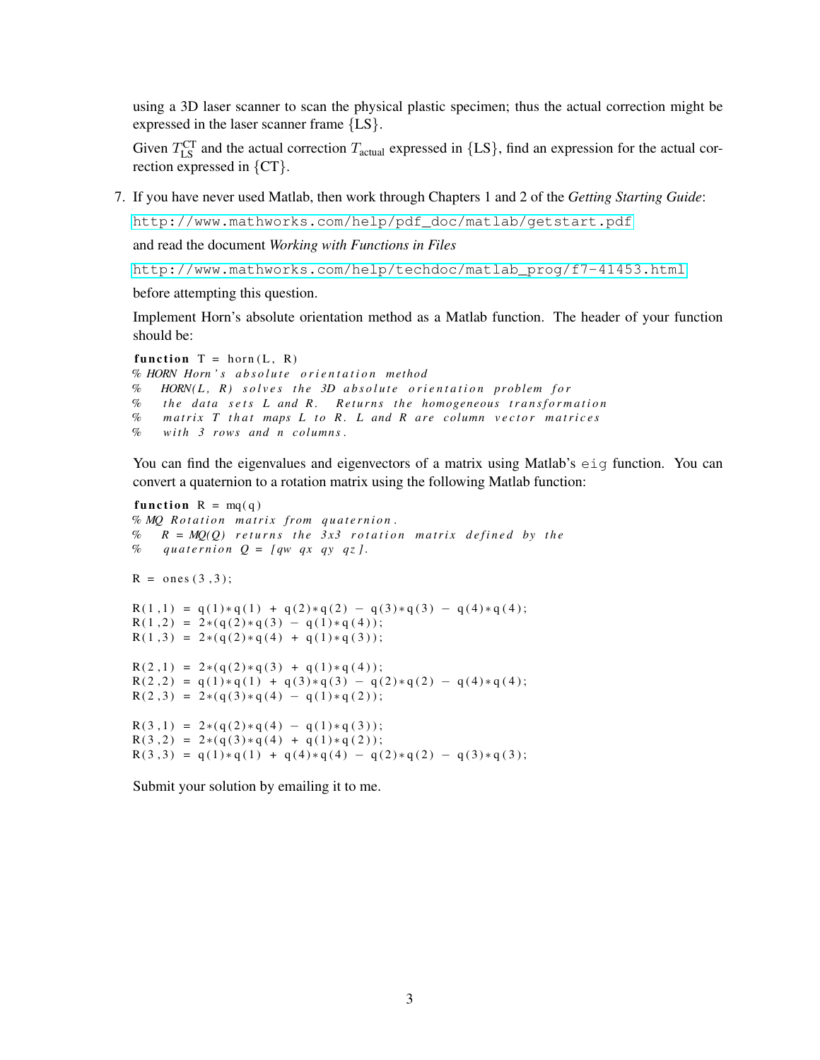using a 3D laser scanner to scan the physical plastic specimen; thus the actual correction might be expressed in the laser scanner frame $\{\text{LS}\}$.

Given $T^{\text{CT}}_{\text{LS}}$ and the actual correction $T_{\text{actual}}$ expressed in $\{\text{LS}\}$, find an expression for the actual correction expressed in $\{\text{CT}\}$.

7. If you have never used Matlab, then work through Chapters 1 and 2 of the *Getting Starting Guide*:

   http://www.mathworks.com/help/pdf_doc/matlab/getstart.pdf

   and read the document *Working with Functions in Files*

   http://www.mathworks.com/help/techdoc/matlab_prog/f7-41453.html

   before attempting this question.

   Implement Horn's absolute orientation method as a Matlab function. The header of your function should be:

```
function T = horn(L, R)
% HORN Horn's absolute orientation method
%   HORN(L, R) solves the 3D absolute orientation problem for
%   the data sets L and R.  Returns the homogeneous transformation
%   matrix T that maps L to R. L and R are column vector matrices
%   with 3 rows and n columns.
```

   You can find the eigenvalues and eigenvectors of a matrix using Matlab's `eig` function. You can convert a quaternion to a rotation matrix using the following Matlab function:

```
function R = mq(q)
% MQ Rotation matrix from quaternion.
%   R = MQ(Q) returns the 3x3 rotation matrix defined by the
%   quaternion Q = [qw qx qy qz].

R = ones(3,3);

R(1,1) = q(1)*q(1) + q(2)*q(2) - q(3)*q(3) - q(4)*q(4);
R(1,2) = 2*(q(2)*q(3) - q(1)*q(4));
R(1,3) = 2*(q(2)*q(4) + q(1)*q(3));

R(2,1) = 2*(q(2)*q(3) + q(1)*q(4));
R(2,2) = q(1)*q(1) + q(3)*q(3) - q(2)*q(2) - q(4)*q(4);
R(2,3) = 2*(q(3)*q(4) - q(1)*q(2));

R(3,1) = 2*(q(2)*q(4) - q(1)*q(3));
R(3,2) = 2*(q(3)*q(4) + q(1)*q(2));
R(3,3) = q(1)*q(1) + q(4)*q(4) - q(2)*q(2) - q(3)*q(3);
```

   Submit your solution by emailing it to me.